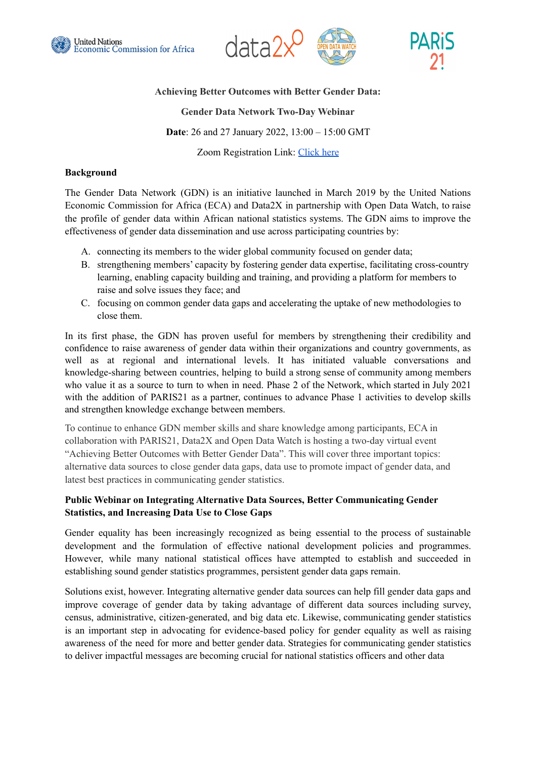**Achieving Better Outcomes with Better Gender Data:**

**Gender Data Network Two-Day Webinar**

**Date**: 26 and 27 January 2022, 13:00 – 15:00 GMT

Zoom Registration Link: Click here

**Background**

The Gender Data Network (GDN) is an initiative launched in March 2019 by the United Nations Economic Commission for Africa (ECA) and Data2X in partnership with Open Data Watch, to raise the profile of gender data within African national statistics systems. The GDN aims to improve the effectiveness of gender data dissemination and use across participating countries by:

A. connecting its members to the wider global community focused on gender data;
B. strengthening members' capacity by fostering gender data expertise, facilitating cross-country learning, enabling capacity building and training, and providing a platform for members to raise and solve issues they face; and
C. focusing on common gender data gaps and accelerating the uptake of new methodologies to close them.

In its first phase, the GDN has proven useful for members by strengthening their credibility and confidence to raise awareness of gender data within their organizations and country governments, as well as at regional and international levels. It has initiated valuable conversations and knowledge-sharing between countries, helping to build a strong sense of community among members who value it as a source to turn to when in need. Phase 2 of the Network, which started in July 2021 with the addition of PARIS21 as a partner, continues to advance Phase 1 activities to develop skills and strengthen knowledge exchange between members.

To continue to enhance GDN member skills and share knowledge among participants, ECA in collaboration with PARIS21, Data2X and Open Data Watch is hosting a two-day virtual event "Achieving Better Outcomes with Better Gender Data". This will cover three important topics: alternative data sources to close gender data gaps, data use to promote impact of gender data, and latest best practices in communicating gender statistics.

**Public Webinar on Integrating Alternative Data Sources, Better Communicating Gender Statistics, and Increasing Data Use to Close Gaps**

Gender equality has been increasingly recognized as being essential to the process of sustainable development and the formulation of effective national development policies and programmes. However, while many national statistical offices have attempted to establish and succeeded in establishing sound gender statistics programmes, persistent gender data gaps remain.

Solutions exist, however. Integrating alternative gender data sources can help fill gender data gaps and improve coverage of gender data by taking advantage of different data sources including survey, census, administrative, citizen-generated, and big data etc. Likewise, communicating gender statistics is an important step in advocating for evidence-based policy for gender equality as well as raising awareness of the need for more and better gender data. Strategies for communicating gender statistics to deliver impactful messages are becoming crucial for national statistics officers and other data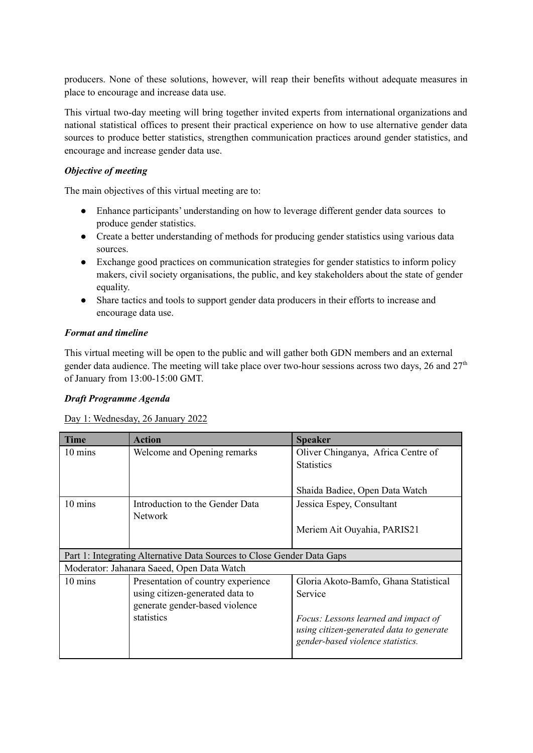producers. None of these solutions, however, will reap their benefits without adequate measures in place to encourage and increase data use.

This virtual two-day meeting will bring together invited experts from international organizations and national statistical offices to present their practical experience on how to use alternative gender data sources to produce better statistics, strengthen communication practices around gender statistics, and encourage and increase gender data use.

***Objective of meeting***

The main objectives of this virtual meeting are to:

- Enhance participants' understanding on how to leverage different gender data sources to produce gender statistics.
- Create a better understanding of methods for producing gender statistics using various data sources.
- Exchange good practices on communication strategies for gender statistics to inform policy makers, civil society organisations, the public, and key stakeholders about the state of gender equality.
- Share tactics and tools to support gender data producers in their efforts to increase and encourage data use.

***Format and timeline***

This virtual meeting will be open to the public and will gather both GDN members and an external gender data audience. The meeting will take place over two-hour sessions across two days, 26 and 27th of January from 13:00-15:00 GMT.

***Draft Programme Agenda***

Day 1: Wednesday, 26 January 2022

| Time | Action | Speaker |
|---|---|---|
| 10 mins | Welcome and Opening remarks | Oliver Chinganya, Africa Centre of Statistics<br><br>Shaida Badiee, Open Data Watch |
| 10 mins | Introduction to the Gender Data Network | Jessica Espey, Consultant<br><br>Meriem Ait Ouyahia, PARIS21 |
| Part 1: Integrating Alternative Data Sources to Close Gender Data Gaps | | |
| Moderator: Jahanara Saeed, Open Data Watch | | |
| 10 mins | Presentation of country experience using citizen-generated data to generate gender-based violence statistics | Gloria Akoto-Bamfo, Ghana Statistical Service<br><br>*Focus: Lessons learned and impact of using citizen-generated data to generate gender-based violence statistics.* |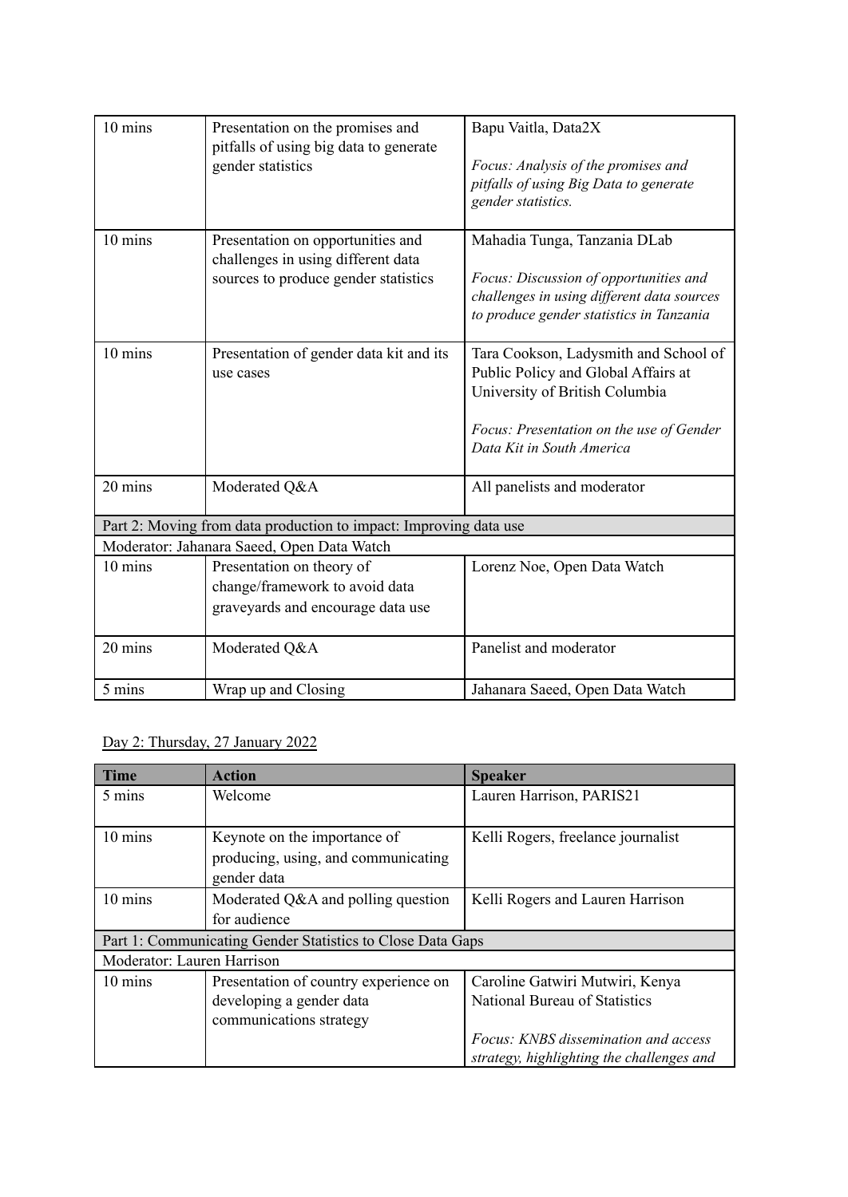| | | |
|---|---|---|
| 10 mins | Presentation on the promises and pitfalls of using big data to generate gender statistics | Bapu Vaitla, Data2X<br><br>*Focus: Analysis of the promises and pitfalls of using Big Data to generate gender statistics.* |
| 10 mins | Presentation on opportunities and challenges in using different data sources to produce gender statistics | Mahadia Tunga, Tanzania DLab<br><br>*Focus: Discussion of opportunities and challenges in using different data sources to produce gender statistics in Tanzania* |
| 10 mins | Presentation of gender data kit and its use cases | Tara Cookson, Ladysmith and School of Public Policy and Global Affairs at University of British Columbia<br><br>*Focus: Presentation on the use of Gender Data Kit in South America* |
| 20 mins | Moderated Q&A | All panelists and moderator |
| Part 2: Moving from data production to impact: Improving data use | | |
| Moderator: Jahanara Saeed, Open Data Watch | | |
| 10 mins | Presentation on theory of change/framework to avoid data graveyards and encourage data use | Lorenz Noe, Open Data Watch |
| 20 mins | Moderated Q&A | Panelist and moderator |
| 5 mins | Wrap up and Closing | Jahanara Saeed, Open Data Watch |

Day 2: Thursday, 27 January 2022

| Time | Action | Speaker |
|---|---|---|
| 5 mins | Welcome | Lauren Harrison, PARIS21 |
| 10 mins | Keynote on the importance of producing, using, and communicating gender data | Kelli Rogers, freelance journalist |
| 10 mins | Moderated Q&A and polling question for audience | Kelli Rogers and Lauren Harrison |
| Part 1: Communicating Gender Statistics to Close Data Gaps | | |
| Moderator: Lauren Harrison | | |
| 10 mins | Presentation of country experience on developing a gender data communications strategy | Caroline Gatwiri Mutwiri, Kenya National Bureau of Statistics<br><br>*Focus: KNBS dissemination and access strategy, highlighting the challenges and* |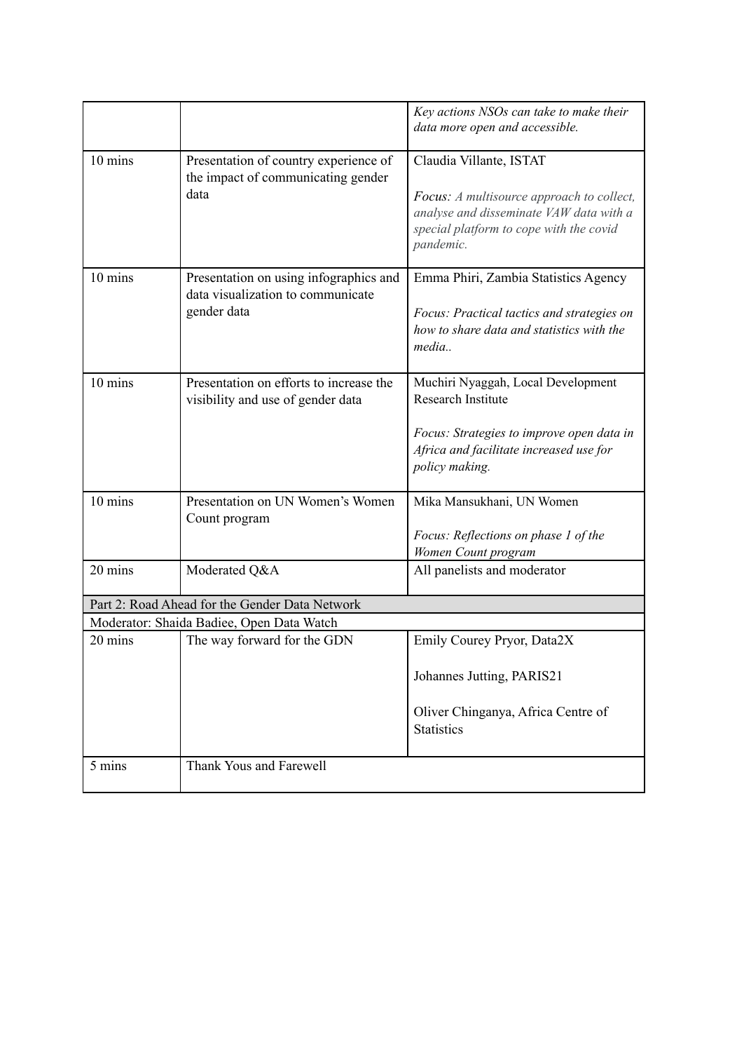| | | |
|---|---|---|
| | | *Key actions NSOs can take to make their data more open and accessible.* |
| 10 mins | Presentation of country experience of the impact of communicating gender data | Claudia Villante, ISTAT<br><br>*Focus: A multisource approach to collect, analyse and disseminate VAW data with a special platform to cope with the covid pandemic.* |
| 10 mins | Presentation on using infographics and data visualization to communicate gender data | Emma Phiri, Zambia Statistics Agency<br><br>*Focus: Practical tactics and strategies on how to share data and statistics with the media..* |
| 10 mins | Presentation on efforts to increase the visibility and use of gender data | Muchiri Nyaggah, Local Development Research Institute<br><br>*Focus: Strategies to improve open data in Africa and facilitate increased use for policy making.* |
| 10 mins | Presentation on UN Women's Women Count program | Mika Mansukhani, UN Women<br><br>*Focus: Reflections on phase 1 of the Women Count program* |
| 20 mins | Moderated Q&A | All panelists and moderator |
| Part 2: Road Ahead for the Gender Data Network | | |
| Moderator: Shaida Badiee, Open Data Watch | | |
| 20 mins | The way forward for the GDN | Emily Courey Pryor, Data2X<br><br>Johannes Jutting, PARIS21<br><br>Oliver Chinganya, Africa Centre of Statistics |
| 5 mins | Thank Yous and Farewell | |